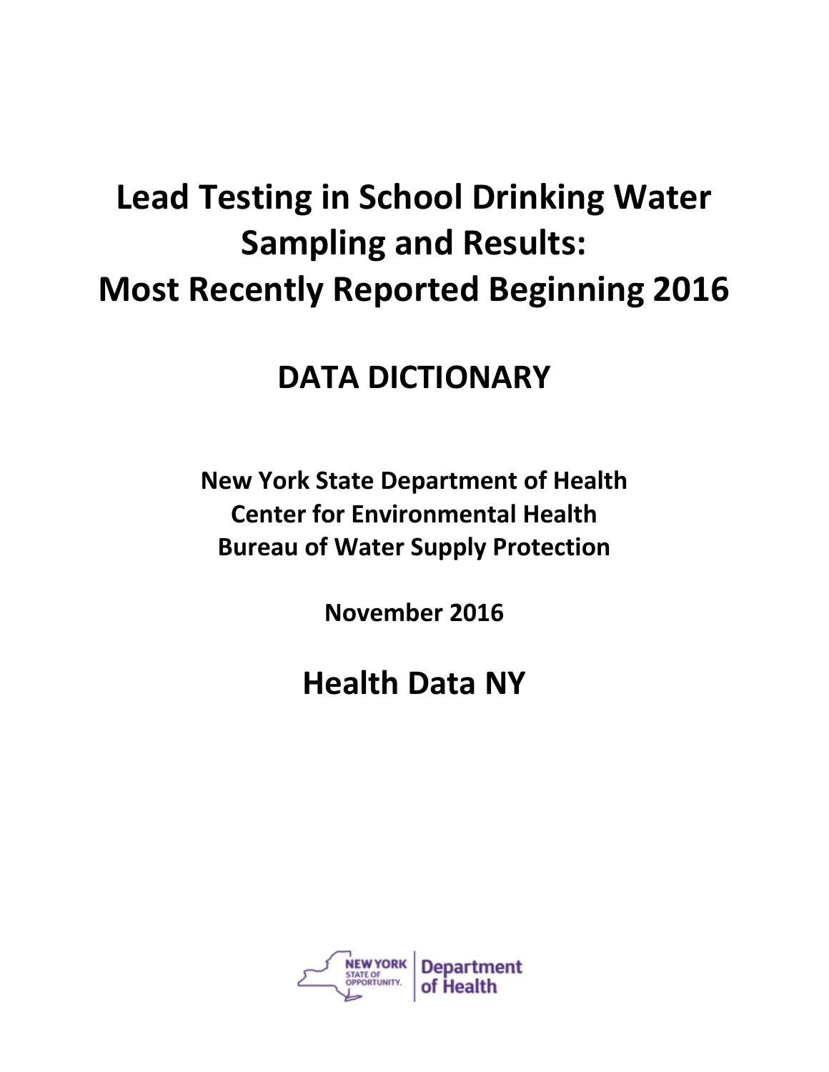# Lead Testing in School Drinking Water Sampling and Results: Most Recently Reported Beginning 2016

## DATA DICTIONARY

**New York State Department of Health**
**Center for Environmental Health**
**Bureau of Water Supply Protection**

**November 2016**

## Health Data NY

NEW YORK STATE OF OPPORTUNITY. | Department of Health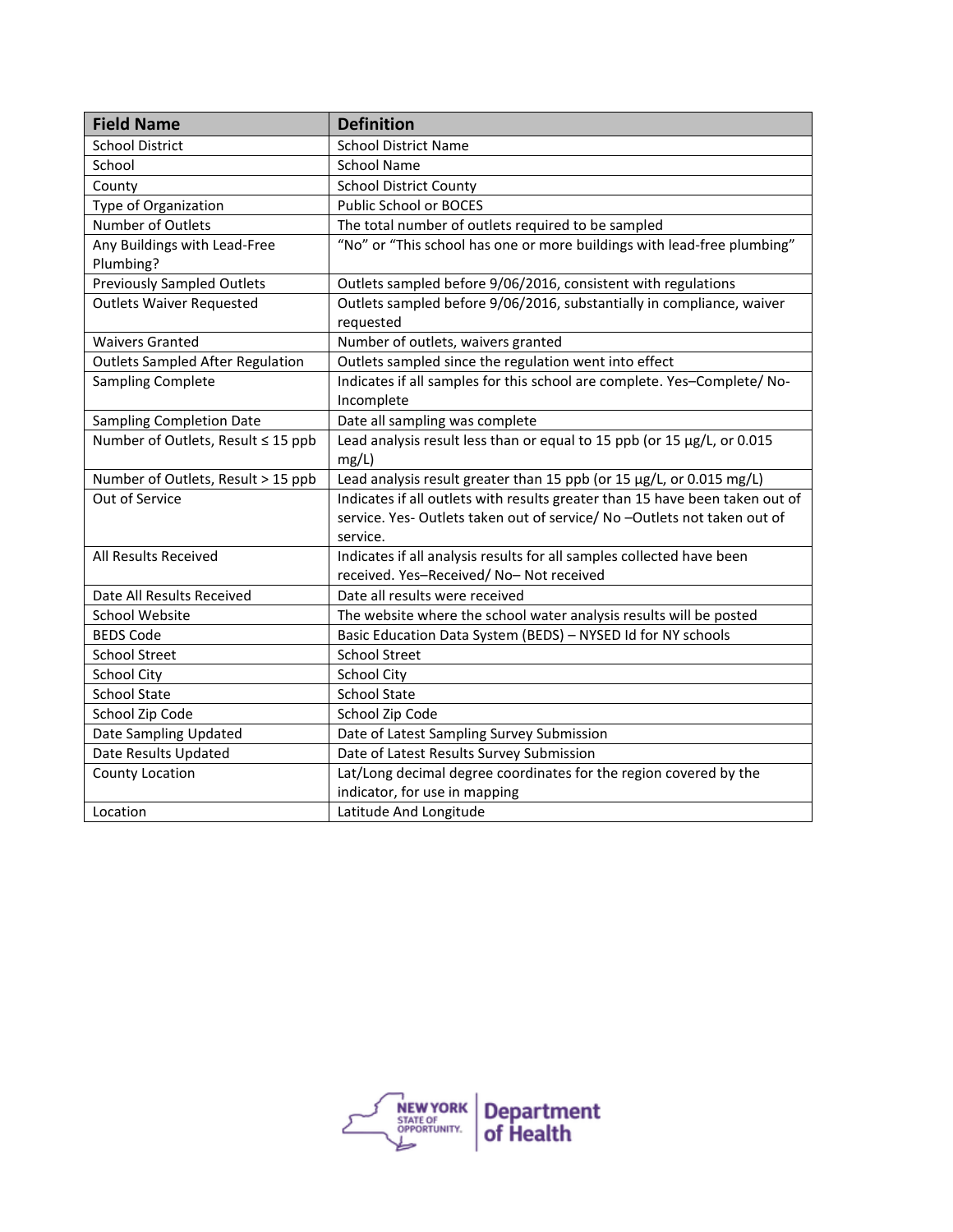| Field Name | Definition |
|---|---|
| School District | School District Name |
| School | School Name |
| County | School District County |
| Type of Organization | Public School or BOCES |
| Number of Outlets | The total number of outlets required to be sampled |
| Any Buildings with Lead-Free Plumbing? | "No" or "This school has one or more buildings with lead-free plumbing" |
| Previously Sampled Outlets | Outlets sampled before 9/06/2016, consistent with regulations |
| Outlets Waiver Requested | Outlets sampled before 9/06/2016, substantially in compliance, waiver requested |
| Waivers Granted | Number of outlets, waivers granted |
| Outlets Sampled After Regulation | Outlets sampled since the regulation went into effect |
| Sampling Complete | Indicates if all samples for this school are complete. Yes–Complete/ No-Incomplete |
| Sampling Completion Date | Date all sampling was complete |
| Number of Outlets, Result ≤ 15 ppb | Lead analysis result less than or equal to 15 ppb (or 15 µg/L, or 0.015 mg/L) |
| Number of Outlets, Result > 15 ppb | Lead analysis result greater than 15 ppb (or 15 µg/L, or 0.015 mg/L) |
| Out of Service | Indicates if all outlets with results greater than 15 have been taken out of service. Yes- Outlets taken out of service/ No –Outlets not taken out of service. |
| All Results Received | Indicates if all analysis results for all samples collected have been received. Yes–Received/ No– Not received |
| Date All Results Received | Date all results were received |
| School Website | The website where the school water analysis results will be posted |
| BEDS Code | Basic Education Data System (BEDS) – NYSED Id for NY schools |
| School Street | School Street |
| School City | School City |
| School State | School State |
| School Zip Code | School Zip Code |
| Date Sampling Updated | Date of Latest Sampling Survey Submission |
| Date Results Updated | Date of Latest Results Survey Submission |
| County Location | Lat/Long decimal degree coordinates for the region covered by the indicator, for use in mapping |
| Location | Latitude And Longitude |

NEW YORK STATE OF OPPORTUNITY. | Department of Health